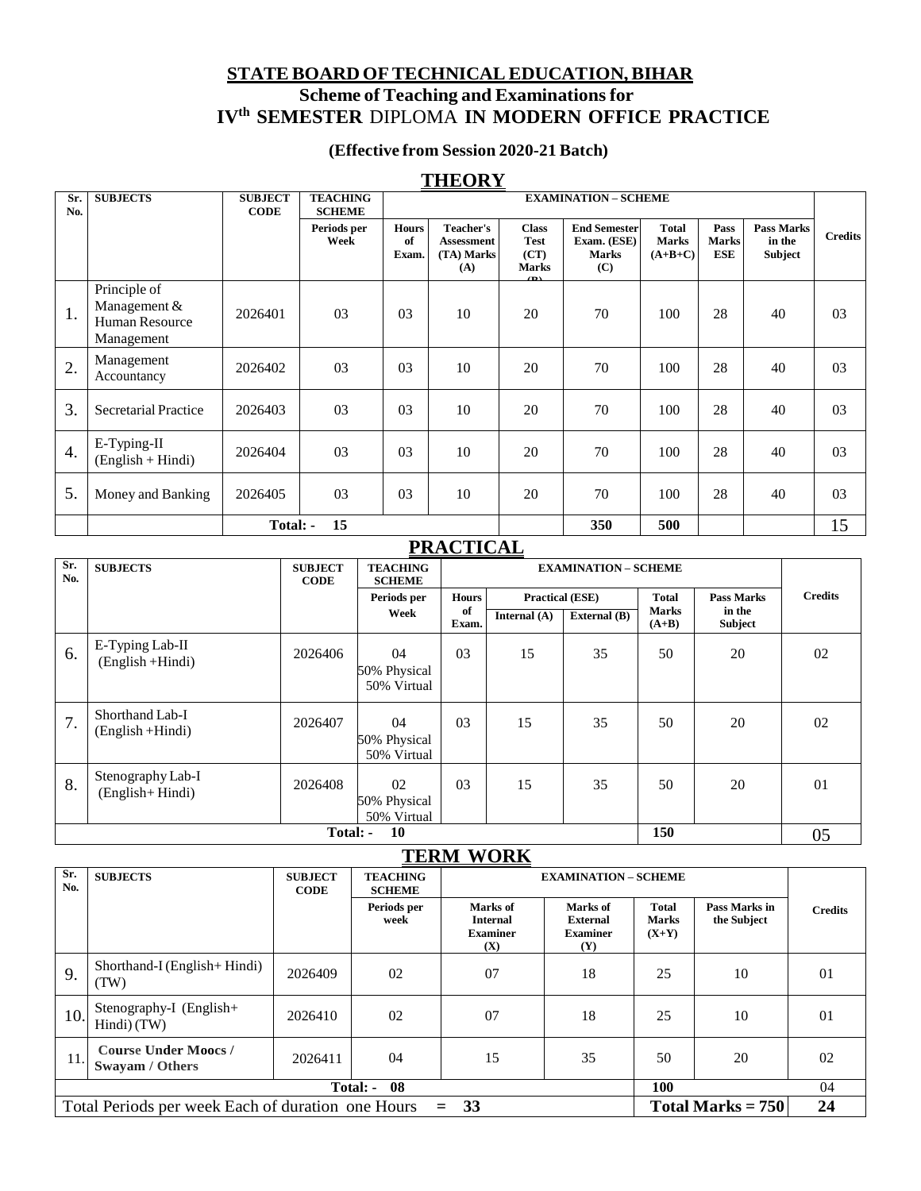# STATE BOARD OF TECHNICAL EDUCATION, BIHAR

## Scheme of Teaching and Examinations for

## IV[th] SEMESTER DIPLOMA IN MODERN OFFICE PRACTICE

**(Effective from Session 2020-21 Batch)**

### THEORY

| Sr. No. | SUBJECTS | SUBJECT CODE | TEACHING SCHEME | EXAMINATION – SCHEME | | | | | | | Credits |
|---|---|---|---|---|---|---|---|---|---|---|---|
| | | | Periods per Week | Hours of Exam. | Teacher's Assessment (TA) Marks (A) | Class Test (CT) Marks (B) | End Semester Exam. (ESE) Marks (C) | Total Marks (A+B+C) | Pass Marks ESE | Pass Marks in the Subject | |
| 1. | Principle of Management & Human Resource Management | 2026401 | 03 | 03 | 10 | 20 | 70 | 100 | 28 | 40 | 03 |
| 2. | Management Accountancy | 2026402 | 03 | 03 | 10 | 20 | 70 | 100 | 28 | 40 | 03 |
| 3. | Secretarial Practice | 2026403 | 03 | 03 | 10 | 20 | 70 | 100 | 28 | 40 | 03 |
| 4. | E-Typing-II (English + Hindi) | 2026404 | 03 | 03 | 10 | 20 | 70 | 100 | 28 | 40 | 03 |
| 5. | Money and Banking | 2026405 | 03 | 03 | 10 | 20 | 70 | 100 | 28 | 40 | 03 |
| | | Total: - | 15 | | | | 350 | 500 | | | 15 |

### PRACTICAL

| Sr. No. | SUBJECTS | SUBJECT CODE | TEACHING SCHEME | EXAMINATION – SCHEME | | | | | Credits |
|---|---|---|---|---|---|---|---|---|---|
| | | | Periods per Week | Hours of Exam. | Practical (ESE) | | Total Marks (A+B) | Pass Marks in the Subject | |
| | | | | | Internal (A) | External (B) | | | |
| 6. | E-Typing Lab-II (English +Hindi) | 2026406 | 04 50% Physical 50% Virtual | 03 | 15 | 35 | 50 | 20 | 02 |
| 7. | Shorthand Lab-I (English +Hindi) | 2026407 | 04 50% Physical 50% Virtual | 03 | 15 | 35 | 50 | 20 | 02 |
| 8. | Stenography Lab-I (English+ Hindi) | 2026408 | 02 50% Physical 50% Virtual | 03 | 15 | 35 | 50 | 20 | 01 |
| | | Total: - | 10 | | | | 150 | | 05 |

### TERM WORK

| Sr. No. | SUBJECTS | SUBJECT CODE | TEACHING SCHEME | EXAMINATION – SCHEME | | | | Credits |
|---|---|---|---|---|---|---|---|---|
| | | | Periods per week | Marks of Internal Examiner (X) | Marks of External Examiner (Y) | Total Marks (X+Y) | Pass Marks in the Subject | |
| 9. | Shorthand-I (English+ Hindi) (TW) | 2026409 | 02 | 07 | 18 | 25 | 10 | 01 |
| 10. | Stenography-I (English+ Hindi) (TW) | 2026410 | 02 | 07 | 18 | 25 | 10 | 01 |
| 11. | **Course Under Moocs / Swayam / Others** | 2026411 | 04 | 15 | 35 | 50 | 20 | 02 |
| | | Total: - | 08 | | | 100 | | 04 |
| Total Periods per week Each of duration one Hours | | | = 33 | | | **Total Marks = 750** | | **24** |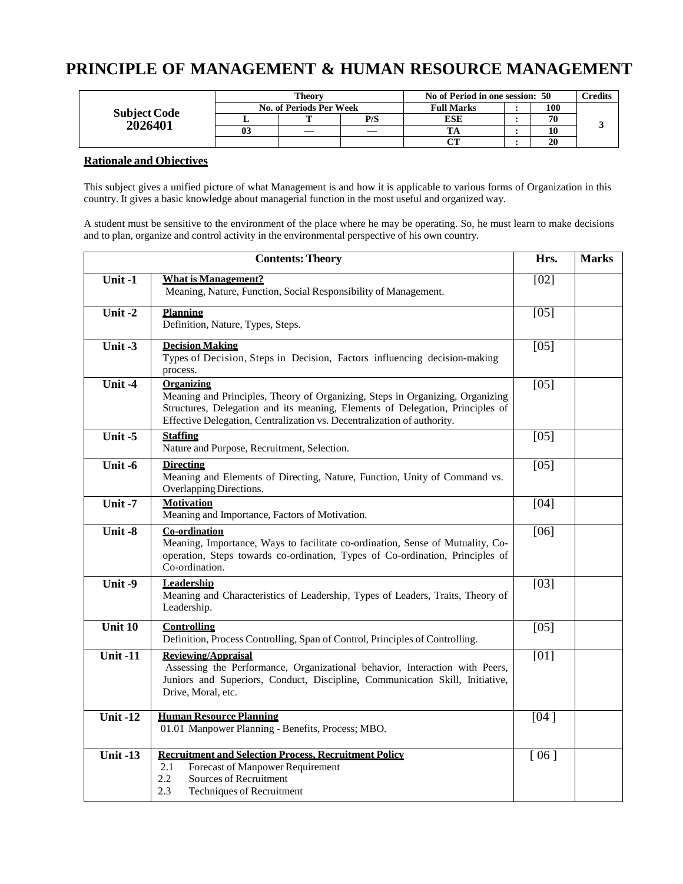# PRINCIPLE OF MANAGEMENT & HUMAN RESOURCE MANAGEMENT

| Subject Code | Theory | | | No of Period in one session: 50 | | | Credits |
|---|---|---|---|---|---|---|---|
| | No. of Periods Per Week | | | Full Marks | : | 100 | |
| | L | T | P/S | ESE | : | 70 | |
| **2026401** | 03 | — | — | TA | : | 10 | 3 |
| | | | | CT | : | 20 | |

## Rationale and Objectives

This subject gives a unified picture of what Management is and how it is applicable to various forms of Organization in this country. It gives a basic knowledge about managerial function in the most useful and organized way.

A student must be sensitive to the environment of the place where he may be operating. So, he must learn to make decisions and to plan, organize and control activity in the environmental perspective of his own country.

| Contents: Theory | | Hrs. | Marks |
|---|---|---|---|
| **Unit -1** | **What is Management?**<br>Meaning, Nature, Function, Social Responsibility of Management. | [02] | |
| **Unit -2** | **Planning**<br>Definition, Nature, Types, Steps. | [05] | |
| **Unit -3** | **Decision Making**<br>Types of Decision, Steps in Decision, Factors influencing decision-making process. | [05] | |
| **Unit -4** | **Organizing**<br>Meaning and Principles, Theory of Organizing, Steps in Organizing, Organizing Structures, Delegation and its meaning, Elements of Delegation, Principles of Effective Delegation, Centralization vs. Decentralization of authority. | [05] | |
| **Unit -5** | **Staffing**<br>Nature and Purpose, Recruitment, Selection. | [05] | |
| **Unit -6** | **Directing**<br>Meaning and Elements of Directing, Nature, Function, Unity of Command vs. Overlapping Directions. | [05] | |
| **Unit -7** | **Motivation**<br>Meaning and Importance, Factors of Motivation. | [04] | |
| **Unit -8** | **Co-ordination**<br>Meaning, Importance, Ways to facilitate co-ordination, Sense of Mutuality, Co-operation, Steps towards co-ordination, Types of Co-ordination, Principles of Co-ordination. | [06] | |
| **Unit -9** | **Leadership**<br>Meaning and Characteristics of Leadership, Types of Leaders, Traits, Theory of Leadership. | [03] | |
| **Unit 10** | **Controlling**<br>Definition, Process Controlling, Span of Control, Principles of Controlling. | [05] | |
| **Unit -11** | **Reviewing/Appraisal**<br>Assessing the Performance, Organizational behavior, Interaction with Peers, Juniors and Superiors, Conduct, Discipline, Communication Skill, Initiative, Drive, Moral, etc. | [01] | |
| **Unit -12** | **Human Resource Planning**<br>01.01 Manpower Planning - Benefits, Process; MBO. | [04 ] | |
| **Unit -13** | **Recruitment and Selection Process, Recruitment Policy**<br>2.1 Forecast of Manpower Requirement<br>2.2 Sources of Recruitment<br>2.3 Techniques of Recruitment | [ 06 ] | |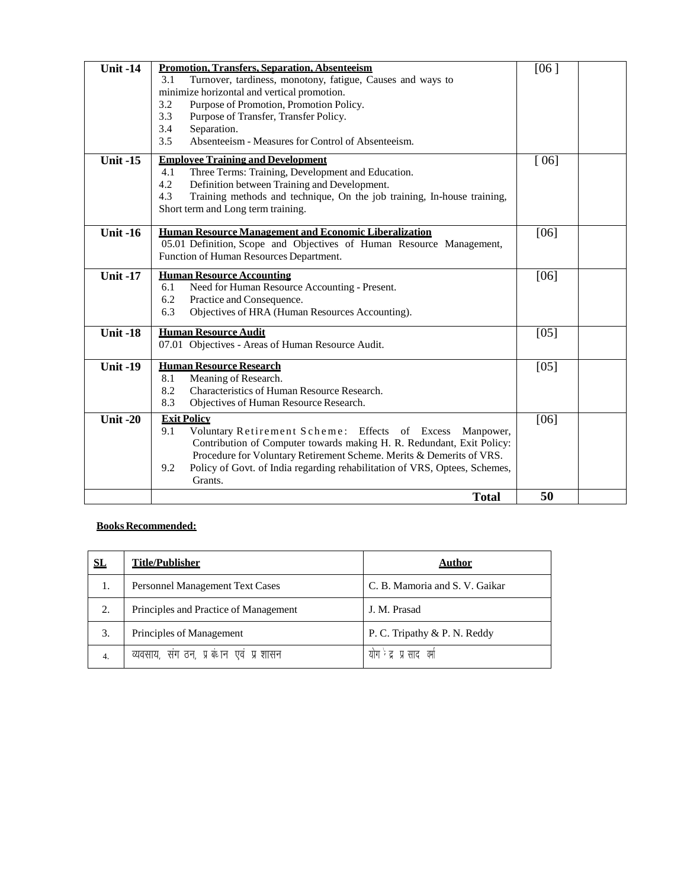| Unit -14 | **Promotion, Transfers, Separation, Absenteeism**<br>3.1 Turnover, tardiness, monotony, fatigue, Causes and ways to minimize horizontal and vertical promotion.<br>3.2 Purpose of Promotion, Promotion Policy.<br>3.3 Purpose of Transfer, Transfer Policy.<br>3.4 Separation.<br>3.5 Absenteeism - Measures for Control of Absenteeism. | [06 ] | |
|---|---|---|---|
| Unit -15 | **Employee Training and Development**<br>4.1 Three Terms: Training, Development and Education.<br>4.2 Definition between Training and Development.<br>4.3 Training methods and technique, On the job training, In-house training, Short term and Long term training. | [ 06] | |
| Unit -16 | **Human Resource Management and Economic Liberalization**<br>05.01 Definition, Scope and Objectives of Human Resource Management, Function of Human Resources Department. | [06] | |
| Unit -17 | **Human Resource Accounting**<br>6.1 Need for Human Resource Accounting - Present.<br>6.2 Practice and Consequence.<br>6.3 Objectives of HRA (Human Resources Accounting). | [06] | |
| Unit -18 | **Human Resource Audit**<br>07.01 Objectives - Areas of Human Resource Audit. | [05] | |
| Unit -19 | **Human Resource Research**<br>8.1 Meaning of Research.<br>8.2 Characteristics of Human Resource Research.<br>8.3 Objectives of Human Resource Research. | [05] | |
| Unit -20 | **Exit Policy**<br>9.1 Voluntary Retirement Scheme: Effects of Excess Manpower, Contribution of Computer towards making H. R. Redundant, Exit Policy: Procedure for Voluntary Retirement Scheme. Merits & Demerits of VRS.<br>9.2 Policy of Govt. of India regarding rehabilitation of VRS, Optees, Schemes, Grants. | [06] | |
| | **Total** | **50** | |

**Books Recommended:**

| SL | Title/Publisher | Author |
|---|---|---|
| 1. | Personnel Management Text Cases | C. B. Mamoria and S. V. Gaikar |
| 2. | Principles and Practice of Management | J. M. Prasad |
| 3. | Principles of Management | P. C. Tripathy & P. N. Reddy |
| 4. | व्यवसाय, संगठन, प्रबंधन एवं प्रशासन | योगेन्द्र प्रसाद वर्मा |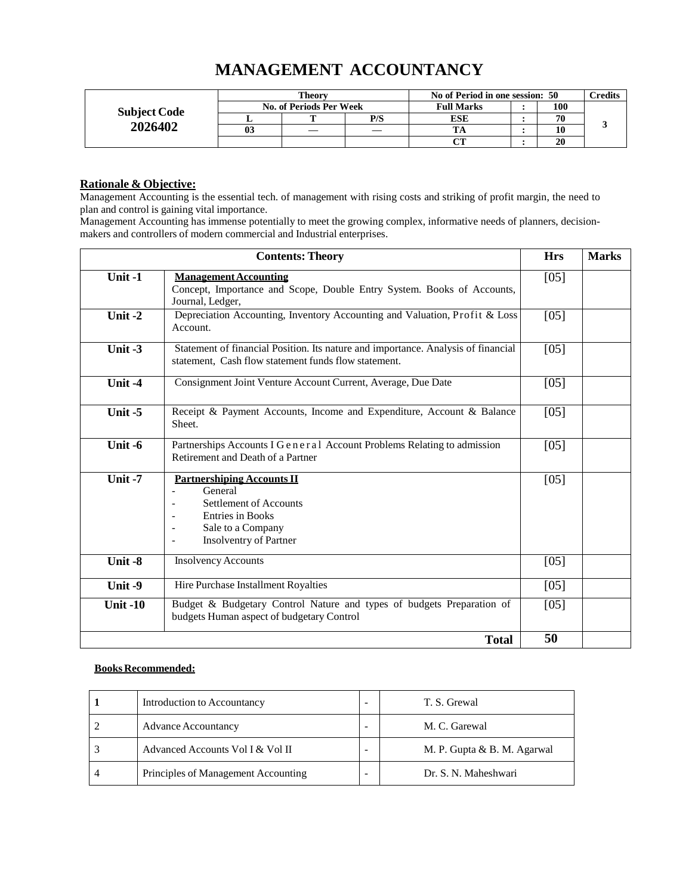# MANAGEMENT ACCOUNTANCY

| Subject Code 2026402 | Theory | | | No of Period in one session: 50 | | | Credits |
|---|---|---|---|---|---|---|---|
| | No. of Periods Per Week | | | Full Marks | : | 100 | 3 |
| | L | T | P/S | ESE | : | 70 | |
| | 03 | — | — | TA | : | 10 | |
| | | | | CT | : | 20 | |

**Rationale & Objective:**

Management Accounting is the essential tech. of management with rising costs and striking of profit margin, the need to plan and control is gaining vital importance.

Management Accounting has immense potentially to meet the growing complex, informative needs of planners, decision-makers and controllers of modern commercial and Industrial enterprises.

| Contents: Theory | | Hrs | Marks |
|---|---|---|---|
| Unit -1 | **Management Accounting**<br>Concept, Importance and Scope, Double Entry System. Books of Accounts, Journal, Ledger, | [05] | |
| Unit -2 | Depreciation Accounting, Inventory Accounting and Valuation, Profit & Loss Account. | [05] | |
| Unit -3 | Statement of financial Position. Its nature and importance. Analysis of financial statement, Cash flow statement funds flow statement. | [05] | |
| Unit -4 | Consignment Joint Venture Account Current, Average, Due Date | [05] | |
| Unit -5 | Receipt & Payment Accounts, Income and Expenditure, Account & Balance Sheet. | [05] | |
| Unit -6 | Partnerships Accounts I General Account Problems Relating to admission Retirement and Death of a Partner | [05] | |
| Unit -7 | **Partnershiping Accounts II**<br>- General<br>- Settlement of Accounts<br>- Entries in Books<br>- Sale to a Company<br>- Insolventry of Partner | [05] | |
| Unit -8 | Insolvency Accounts | [05] | |
| Unit -9 | Hire Purchase Installment Royalties | [05] | |
| Unit -10 | Budget & Budgetary Control Nature and types of budgets Preparation of budgets Human aspect of budgetary Control | [05] | |
| | **Total** | **50** | |

**Books Recommended:**

| 1 | Introduction to Accountancy | - | T. S. Grewal |
|---|---|---|---|
| 2 | Advance Accountancy | - | M. C. Garewal |
| 3 | Advanced Accounts Vol I & Vol II | - | M. P. Gupta & B. M. Agarwal |
| 4 | Principles of Management Accounting | - | Dr. S. N. Maheshwari |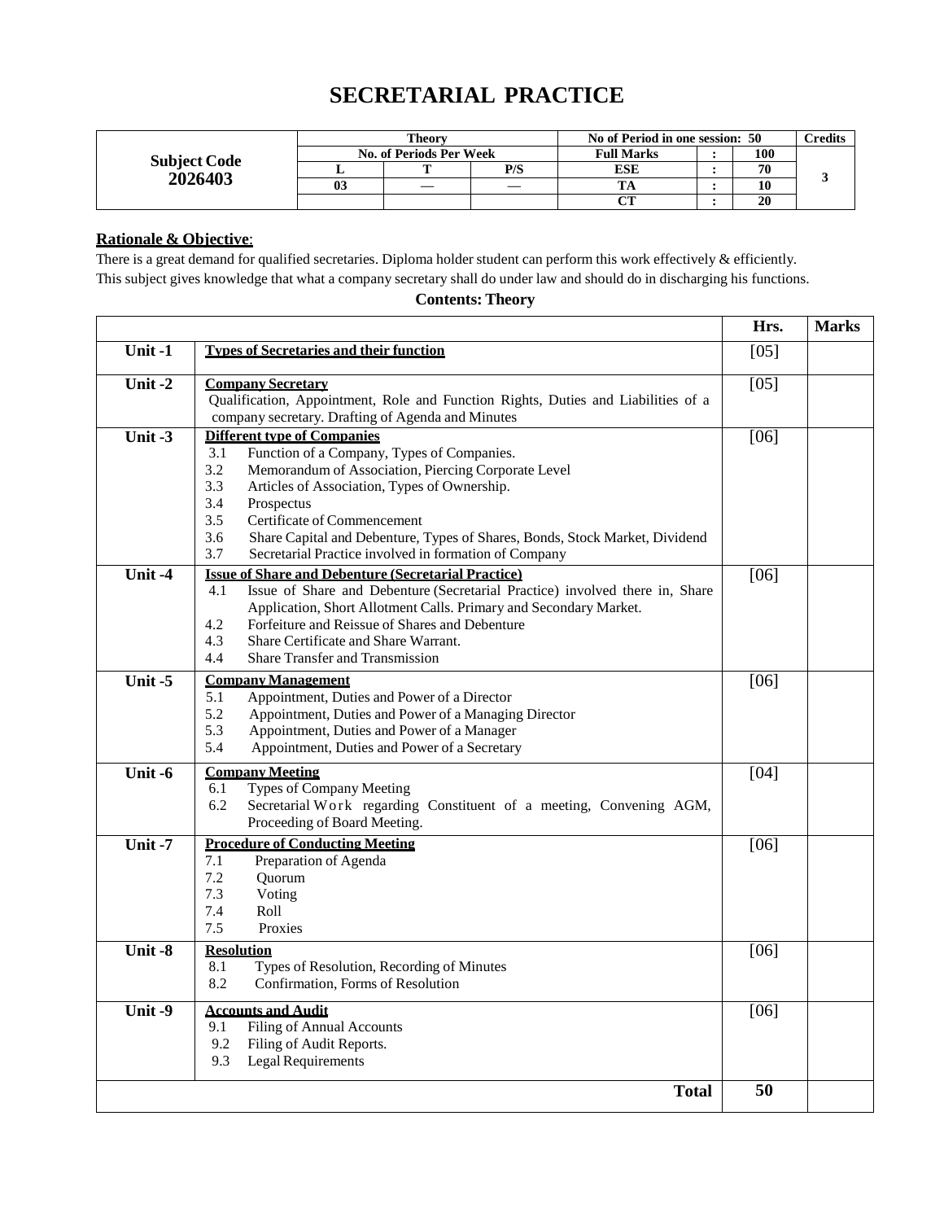# SECRETARIAL PRACTICE

| Subject Code 2026403 | Theory | | | No of Period in one session: 50 | | | Credits |
|---|---|---|---|---|---|---|---|
| | No. of Periods Per Week | | | Full Marks | : | 100 | 3 |
| | L | T | P/S | ESE | : | 70 | |
| | 03 | — | — | TA | : | 10 | |
| | | | | CT | : | 20 | |

**Rationale & Objective**:

There is a great demand for qualified secretaries. Diploma holder student can perform this work effectively & efficiently. This subject gives knowledge that what a company secretary shall do under law and should do in discharging his functions.

**Contents: Theory**

| | | Hrs. | Marks |
|---|---|---|---|
| Unit -1 | **Types of Secretaries and their function** | [05] | |
| Unit -2 | **Company Secretary**<br>Qualification, Appointment, Role and Function Rights, Duties and Liabilities of a company secretary. Drafting of Agenda and Minutes | [05] | |
| Unit -3 | **Different type of Companies**<br>3.1 Function of a Company, Types of Companies.<br>3.2 Memorandum of Association, Piercing Corporate Level<br>3.3 Articles of Association, Types of Ownership.<br>3.4 Prospectus<br>3.5 Certificate of Commencement<br>3.6 Share Capital and Debenture, Types of Shares, Bonds, Stock Market, Dividend<br>3.7 Secretarial Practice involved in formation of Company | [06] | |
| Unit -4 | **Issue of Share and Debenture (Secretarial Practice)**<br>4.1 Issue of Share and Debenture (Secretarial Practice) involved there in, Share Application, Short Allotment Calls. Primary and Secondary Market.<br>4.2 Forfeiture and Reissue of Shares and Debenture<br>4.3 Share Certificate and Share Warrant.<br>4.4 Share Transfer and Transmission | [06] | |
| Unit -5 | **Company Management**<br>5.1 Appointment, Duties and Power of a Director<br>5.2 Appointment, Duties and Power of a Managing Director<br>5.3 Appointment, Duties and Power of a Manager<br>5.4 Appointment, Duties and Power of a Secretary | [06] | |
| Unit -6 | **Company Meeting**<br>6.1 Types of Company Meeting<br>6.2 Secretarial Work regarding Constituent of a meeting, Convening AGM, Proceeding of Board Meeting. | [04] | |
| Unit -7 | **Procedure of Conducting Meeting**<br>7.1 Preparation of Agenda<br>7.2 Quorum<br>7.3 Voting<br>7.4 Roll<br>7.5 Proxies | [06] | |
| Unit -8 | **Resolution**<br>8.1 Types of Resolution, Recording of Minutes<br>8.2 Confirmation, Forms of Resolution | [06] | |
| Unit -9 | **Accounts and Audit**<br>9.1 Filing of Annual Accounts<br>9.2 Filing of Audit Reports.<br>9.3 Legal Requirements | [06] | |
| | **Total** | **50** | |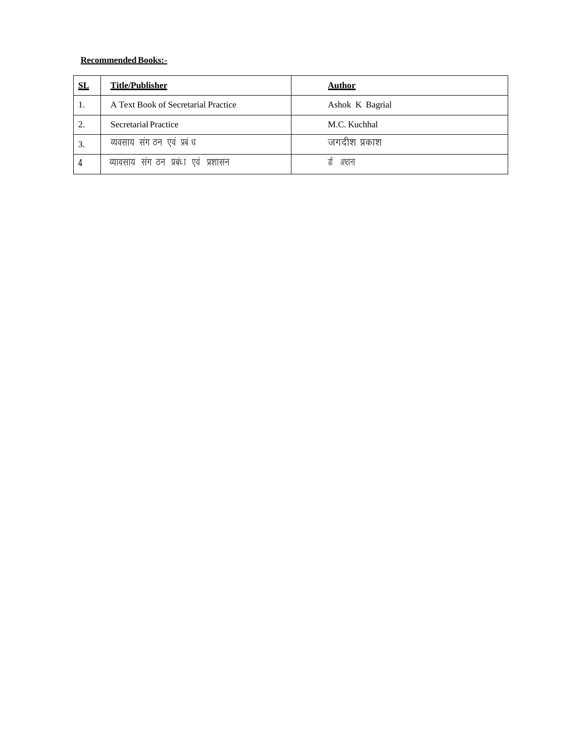**Recommended Books:-**

| SL | Title/Publisher | Author |
|---|---|---|
| 1. | A Text Book of Secretarial Practice | Ashok K Bagrial |
| 2. | Secretarial Practice | M.C. Kuchhal |
| 3. | व्यवसाय संगठन एवं प्रबंध | जगदीश प्रकाश |
| 4 | व्यावसाय संगठन प्रबंधा एवं प्रशासन | डॉ अष्ठाना |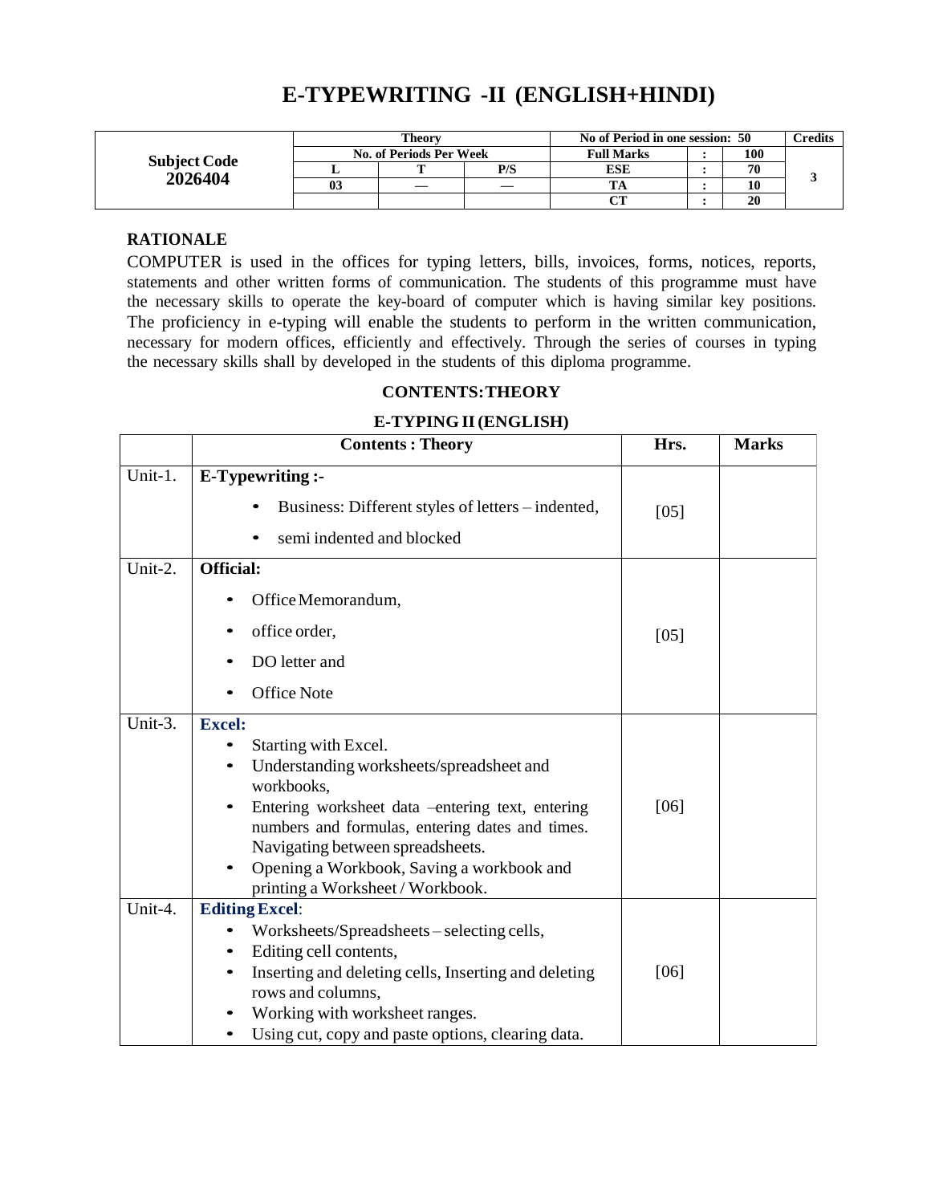# E-TYPEWRITING -II (ENGLISH+HINDI)

| Subject Code 2026404 | Theory | | | No of Period in one session: 50 | | | Credits |
|---|---|---|---|---|---|---|---|
| | No. of Periods Per Week | | | Full Marks | : | 100 | 3 |
| | L | T | P/S | ESE | : | 70 | |
| | 03 | — | — | TA | : | 10 | |
| | | | | CT | : | 20 | |

**RATIONALE**

COMPUTER is used in the offices for typing letters, bills, invoices, forms, notices, reports, statements and other written forms of communication. The students of this programme must have the necessary skills to operate the key-board of computer which is having similar key positions. The proficiency in e-typing will enable the students to perform in the written communication, necessary for modern offices, efficiently and effectively. Through the series of courses in typing the necessary skills shall by developed in the students of this diploma programme.

**CONTENTS: THEORY**

**E-TYPING II (ENGLISH)**

| | Contents : Theory | Hrs. | Marks |
|---|---|---|---|
| Unit-1. | **E-Typewriting :-** <br> • Business: Different styles of letters – indented, <br> • semi indented and blocked | [05] | |
| Unit-2. | **Official:** <br> • Office Memorandum, <br> • office order, <br> • DO letter and <br> • Office Note | [05] | |
| Unit-3. | **Excel:** <br> • Starting with Excel. <br> • Understanding worksheets/spreadsheet and workbooks, <br> • Entering worksheet data –entering text, entering numbers and formulas, entering dates and times. Navigating between spreadsheets. <br> • Opening a Workbook, Saving a workbook and printing a Worksheet / Workbook. | [06] | |
| Unit-4. | **Editing Excel**: <br> • Worksheets/Spreadsheets – selecting cells, <br> • Editing cell contents, <br> • Inserting and deleting cells, Inserting and deleting rows and columns, <br> • Working with worksheet ranges. <br> • Using cut, copy and paste options, clearing data. | [06] | |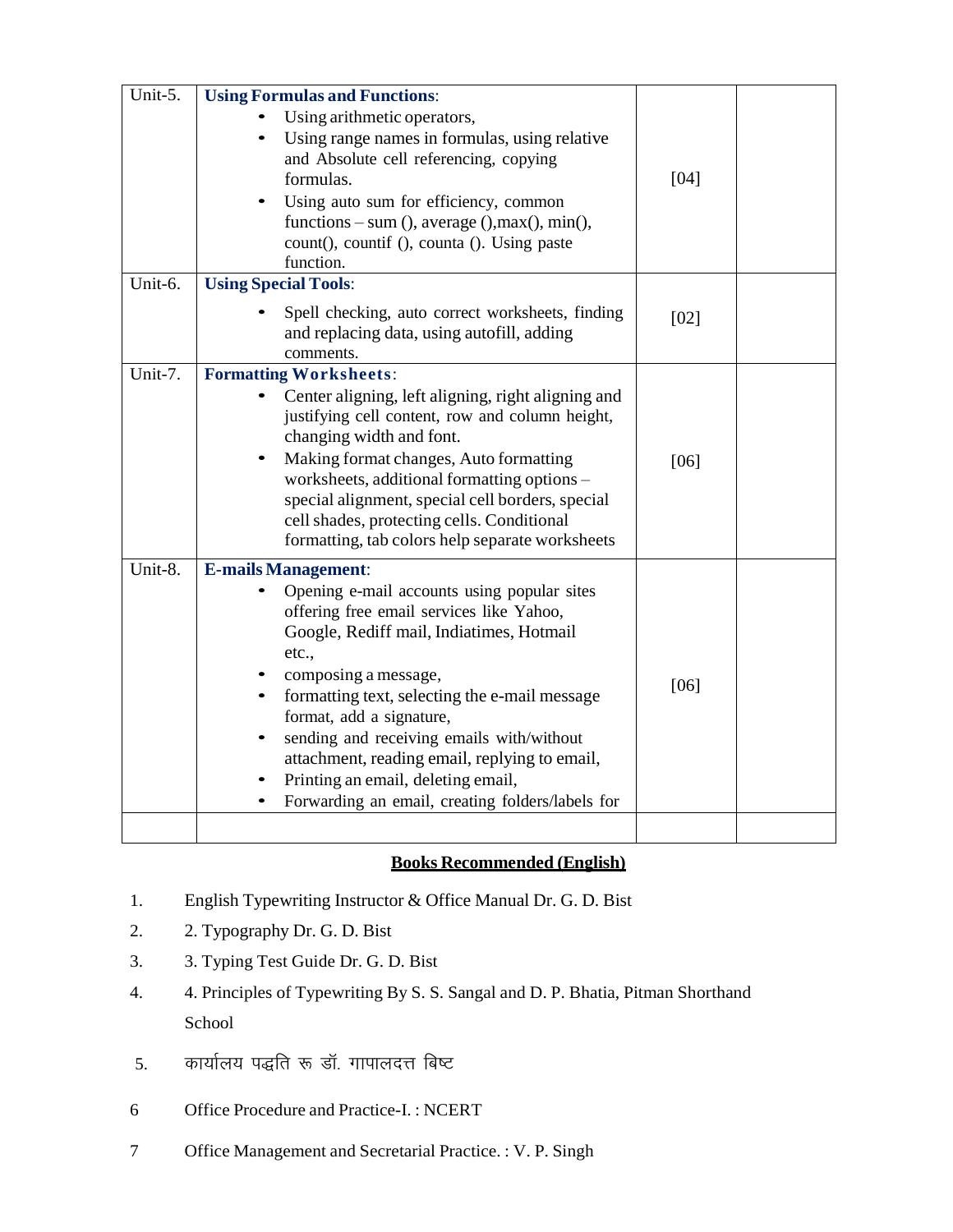| Unit-5. | **Using Formulas and Functions**:<br>• Using arithmetic operators,<br>• Using range names in formulas, using relative and Absolute cell referencing, copying formulas.<br>• Using auto sum for efficiency, common functions – sum (), average (),max(), min(), count(), countif (), counta (). Using paste function. | [04] | |
|---|---|---|---|
| Unit-6. | **Using Special Tools**:<br>• Spell checking, auto correct worksheets, finding and replacing data, using autofill, adding comments. | [02] | |
| Unit-7. | **Formatting Worksheets**:<br>• Center aligning, left aligning, right aligning and justifying cell content, row and column height, changing width and font.<br>• Making format changes, Auto formatting worksheets, additional formatting options – special alignment, special cell borders, special cell shades, protecting cells. Conditional formatting, tab colors help separate worksheets | [06] | |
| Unit-8. | **E-mails Management**:<br>• Opening e-mail accounts using popular sites offering free email services like Yahoo, Google, Rediff mail, Indiatimes, Hotmail etc.,<br>• composing a message,<br>• formatting text, selecting the e-mail message format, add a signature,<br>• sending and receiving emails with/without attachment, reading email, replying to email,<br>• Printing an email, deleting email,<br>• Forwarding an email, creating folders/labels for | [06] | |
| | | | |

**<u>Books Recommended (English)</u>**

1. English Typewriting Instructor & Office Manual Dr. G. D. Bist
2. 2. Typography Dr. G. D. Bist
3. 3. Typing Test Guide Dr. G. D. Bist
4. 4. Principles of Typewriting By S. S. Sangal and D. P. Bhatia, Pitman Shorthand School
5. कार्यालय पद्धति रू डॉ. गापालदत्त बिष्ट
6. Office Procedure and Practice-I. : NCERT
7. Office Management and Secretarial Practice. : V. P. Singh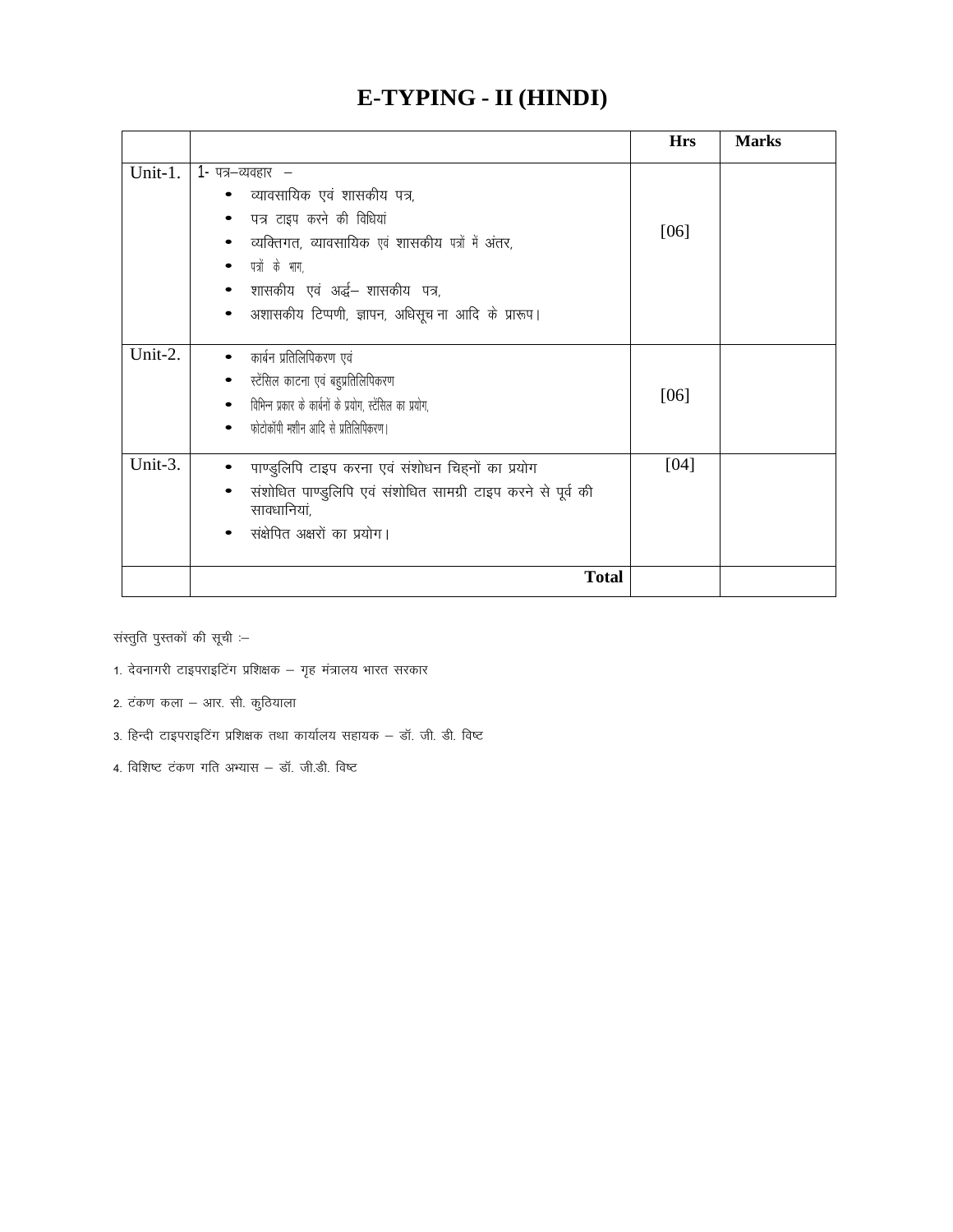# E-TYPING - II (HINDI)

| | | Hrs | Marks |
|---|---|---|---|
| Unit-1. | 1- पत्र–व्यवहार –<br>• व्यावसायिक एवं शासकीय पत्र,<br>• पत्र टाइप करने की विधियां<br>• व्यक्तिगत, व्यावसायिक एवं शासकीय पत्रों में अंतर,<br>• पत्रों के भाग,<br>• शासकीय एवं अर्द्ध– शासकीय पत्र,<br>• अशासकीय टिप्पणी, ज्ञापन, अधिसूचना आदि के प्रारूप। | [06] | |
| Unit-2. | • कार्बन प्रतिलिपिकरण एवं<br>• स्टेंसिल काटना एवं बहुप्रतिलिपिकरण<br>• विभिन्न प्रकार के कार्बनों के प्रयोग, स्टेंसिल का प्रयोग,<br>• फोटोकॉपी मशीन आदि से प्रतिलिपिकरण। | [06] | |
| Unit-3. | • पाण्डुलिपि टाइप करना एवं संशोधन चिह्नों का प्रयोग<br>• संशोधित पाण्डुलिपि एवं संशोधित सामग्री टाइप करने से पूर्व की सावधानियां,<br>• संक्षेपित अक्षरों का प्रयोग। | [04] | |
| | **Total** | | |

संस्तुति पुस्तकों की सूची :–

1. देवनागरी टाइपराइटिंग प्रशिक्षक – गृह मंत्रालय भारत सरकार
2. टंकण कला – आर. सी. कुठियाला
3. हिन्दी टाइपराइटिंग प्रशिक्षक तथा कार्यालय सहायक – डॉ. जी. डी. विष्ट
4. विशिष्ट टंकण गति अभ्यास – डॉ. जी.डी. विष्ट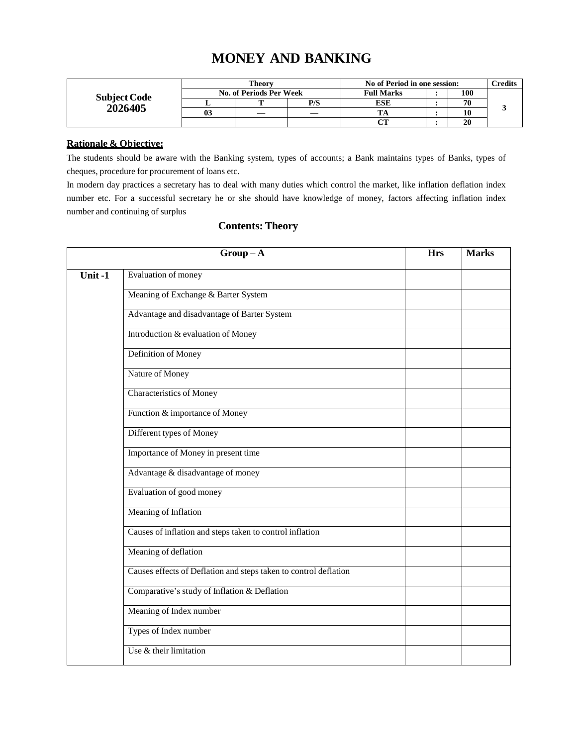# MONEY AND BANKING

| Subject Code 2026405 | Theory | | | No of Period in one session: | | | Credits |
|---|---|---|---|---|---|---|---|
| | No. of Periods Per Week | | | Full Marks | : | 100 | 3 |
| | L | T | P/S | ESE | : | 70 | |
| | 03 | — | — | TA | : | 10 | |
| | | | | CT | : | 20 | |

**Rationale & Objective:**

The students should be aware with the Banking system, types of accounts; a Bank maintains types of Banks, types of cheques, procedure for procurement of loans etc.

In modern day practices a secretary has to deal with many duties which control the market, like inflation deflation index number etc. For a successful secretary he or she should have knowledge of money, factors affecting inflation index number and continuing of surplus

## Contents: Theory

| Group – A | | Hrs | Marks |
|---|---|---|---|
| **Unit -1** | Evaluation of money | | |
| | Meaning of Exchange & Barter System | | |
| | Advantage and disadvantage of Barter System | | |
| | Introduction & evaluation of Money | | |
| | Definition of Money | | |
| | Nature of Money | | |
| | Characteristics of Money | | |
| | Function & importance of Money | | |
| | Different types of Money | | |
| | Importance of Money in present time | | |
| | Advantage & disadvantage of money | | |
| | Evaluation of good money | | |
| | Meaning of Inflation | | |
| | Causes of inflation and steps taken to control inflation | | |
| | Meaning of deflation | | |
| | Causes effects of Deflation and steps taken to control deflation | | |
| | Comparative's study of Inflation & Deflation | | |
| | Meaning of Index number | | |
| | Types of Index number | | |
| | Use & their limitation | | |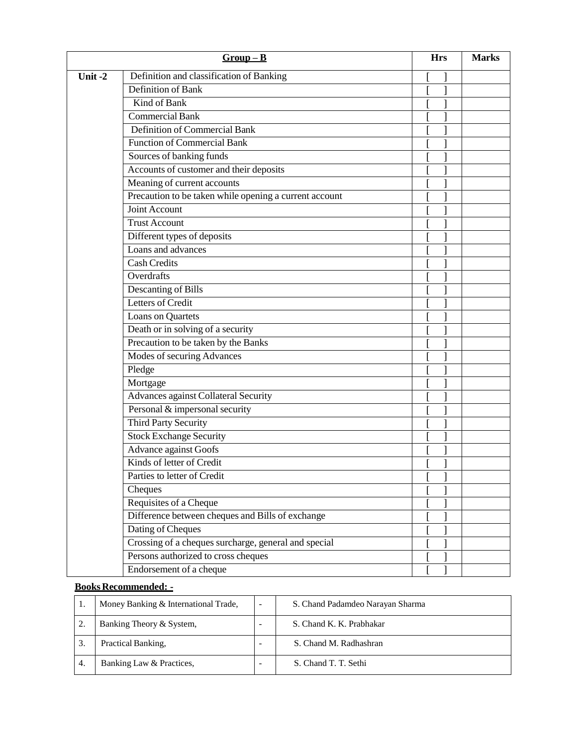| Group – B | | Hrs | Marks |
|---|---|---|---|
| Unit -2 | Definition and classification of Banking | [ ] | |
| | Definition of Bank | [ ] | |
| | Kind of Bank | [ ] | |
| | Commercial Bank | [ ] | |
| | Definition of Commercial Bank | [ ] | |
| | Function of Commercial Bank | [ ] | |
| | Sources of banking funds | [ ] | |
| | Accounts of customer and their deposits | [ ] | |
| | Meaning of current accounts | [ ] | |
| | Precaution to be taken while opening a current account | [ ] | |
| | Joint Account | [ ] | |
| | Trust Account | [ ] | |
| | Different types of deposits | [ ] | |
| | Loans and advances | [ ] | |
| | Cash Credits | [ ] | |
| | Overdrafts | [ ] | |
| | Descanting of Bills | [ ] | |
| | Letters of Credit | [ ] | |
| | Loans on Quartets | [ ] | |
| | Death or in solving of a security | [ ] | |
| | Precaution to be taken by the Banks | [ ] | |
| | Modes of securing Advances | [ ] | |
| | Pledge | [ ] | |
| | Mortgage | [ ] | |
| | Advances against Collateral Security | [ ] | |
| | Personal & impersonal security | [ ] | |
| | Third Party Security | [ ] | |
| | Stock Exchange Security | [ ] | |
| | Advance against Goofs | [ ] | |
| | Kinds of letter of Credit | [ ] | |
| | Parties to letter of Credit | [ ] | |
| | Cheques | [ ] | |
| | Requisites of a Cheque | [ ] | |
| | Difference between cheques and Bills of exchange | [ ] | |
| | Dating of Cheques | [ ] | |
| | Crossing of a cheques surcharge, general and special | [ ] | |
| | Persons authorized to cross cheques | [ ] | |
| | Endorsement of a cheque | [ ] | |

**Books Recommended: -**

| | | | |
|---|---|---|---|
| 1. | Money Banking & International Trade, | - | S. Chand Padamdeo Narayan Sharma |
| 2. | Banking Theory & System, | - | S. Chand K. K. Prabhakar |
| 3. | Practical Banking, | - | S. Chand M. Radhashran |
| 4. | Banking Law & Practices, | - | S. Chand T. T. Sethi |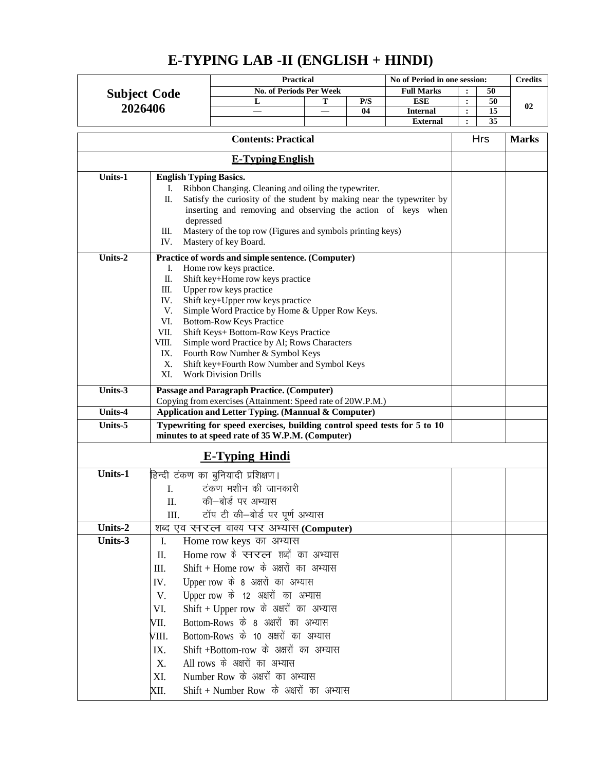# E-TYPING LAB -II (ENGLISH + HINDI)

| Subject Code 2026406 | Practical | | | No of Period in one session: | | | Credits |
|---|---|---|---|---|---|---|---|
| | No. of Periods Per Week | | | Full Marks | : | 50 | 02 |
| | L | T | P/S | ESE | : | 50 | |
| | — | — | 04 | Internal | : | 15 | |
| | | | | External | : | 35 | |

| | Contents: Practical | Hrs | Marks |
|---|---|---|---|
| | **E-Typing English** | | |
| **Units-1** | **English Typing Basics.**<br>I. Ribbon Changing. Cleaning and oiling the typewriter.<br>II. Satisfy the curiosity of the student by making near the typewriter by inserting and removing and observing the action of keys when depressed<br>III. Mastery of the top row (Figures and symbols printing keys)<br>IV. Mastery of key Board. | | |
| **Units-2** | **Practice of words and simple sentence. (Computer)**<br>I. Home row keys practice.<br>II. Shift key+Home row keys practice<br>III. Upper row keys practice<br>IV. Shift key+Upper row keys practice<br>V. Simple Word Practice by Home & Upper Row Keys.<br>VI. Bottom-Row Keys Practice<br>VII. Shift Keys+ Bottom-Row Keys Practice<br>VIII. Simple word Practice by Al; Rows Characters<br>IX. Fourth Row Number & Symbol Keys<br>X. Shift key+Fourth Row Number and Symbol Keys<br>XI. Work Division Drills | | |
| **Units-3** | **Passage and Paragraph Practice. (Computer)**<br>Copying from exercises (Attainment: Speed rate of 20W.P.M.) | | |
| **Units-4** | **Application and Letter Typing. (Mannual & Computer)** | | |
| **Units-5** | **Typewriting for speed exercises, building control speed tests for 5 to 10 minutes to at speed rate of 35 W.P.M. (Computer)** | | |
| | **E-Typing Hindi** | | |
| **Units-1** | हिन्दी टंकण का बुनियादी प्रशिक्षण।<br>I. टंकण मशीन की जानकारी<br>II. की–बोर्ड पर अभ्यास<br>III. टॉप टी की–बोर्ड पर पूर्ण अभ्यास | | |
| **Units-2** | शब्द एव सरल वाक्य पर अभ्यास **(Computer)** | | |
| **Units-3** | I. Home row keys का अभ्यास<br>II. Home row के सरल शब्दों का अभ्यास<br>III. Shift + Home row के अक्षरों का अभ्यास<br>IV. Upper row के 8 अक्षरों का अभ्यास<br>V. Upper row के 12 अक्षरों का अभ्यास<br>VI. Shift + Upper row के अक्षरों का अभ्यास<br>VII. Bottom-Rows के 8 अक्षरों का अभ्यास<br>VIII. Bottom-Rows के 10 अक्षरों का अभ्यास<br>IX. Shift +Bottom-row के अक्षरों का अभ्यास<br>X. All rows के अक्षरों का अभ्यास<br>XI. Number Row के अक्षरों का अभ्यास<br>XII. Shift + Number Row के अक्षरों का अभ्यास | | |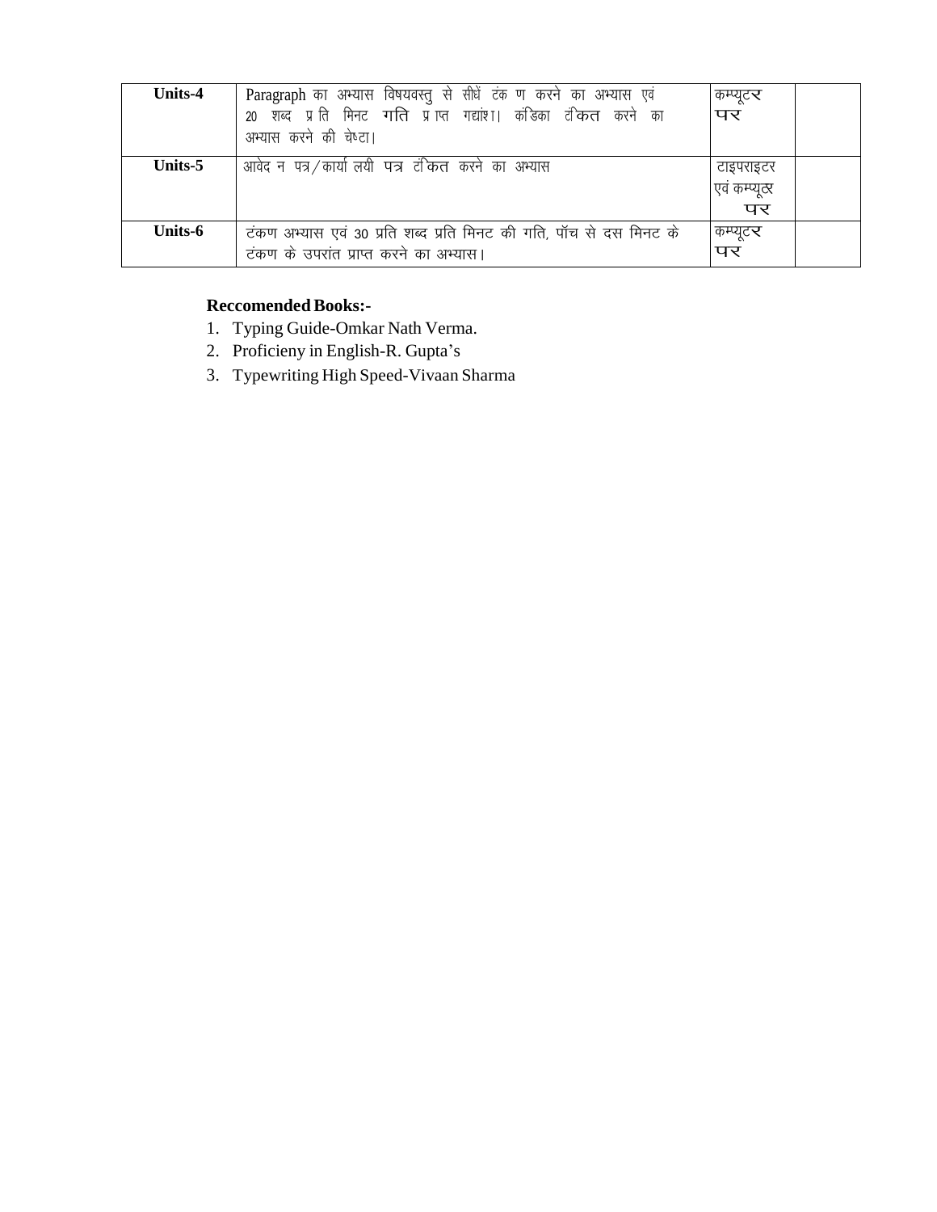| Units-4 | Paragraph का अभ्यास विषयवस्तु से सीधें टंक ण करने का अभ्यास एवं 20 शब्द प्र ति मिनट गति प्र ाप्त गद्यांश। कंडिका टंकित करने का अभ्यास करने की चेष्टा। | कम्प्यूटर पर | |
|---|---|---|---|
| Units-5 | आवेद न पत्र/कार्या लयी पत्र टंकित करने का अभ्यास | टाइपराइटर एवं कम्प्यूटर पर | |
| Units-6 | टंकण अभ्यास एवं 30 प्रति शब्द प्रति मिनट की गति, पॉच से दस मिनट के टंकण के उपरांत प्राप्त करने का अभ्यास। | कम्प्यूटर पर | |

**Reccomended Books:-**

1. Typing Guide-Omkar Nath Verma.
2. Proficieny in English-R. Gupta's
3. Typewriting High Speed-Vivaan Sharma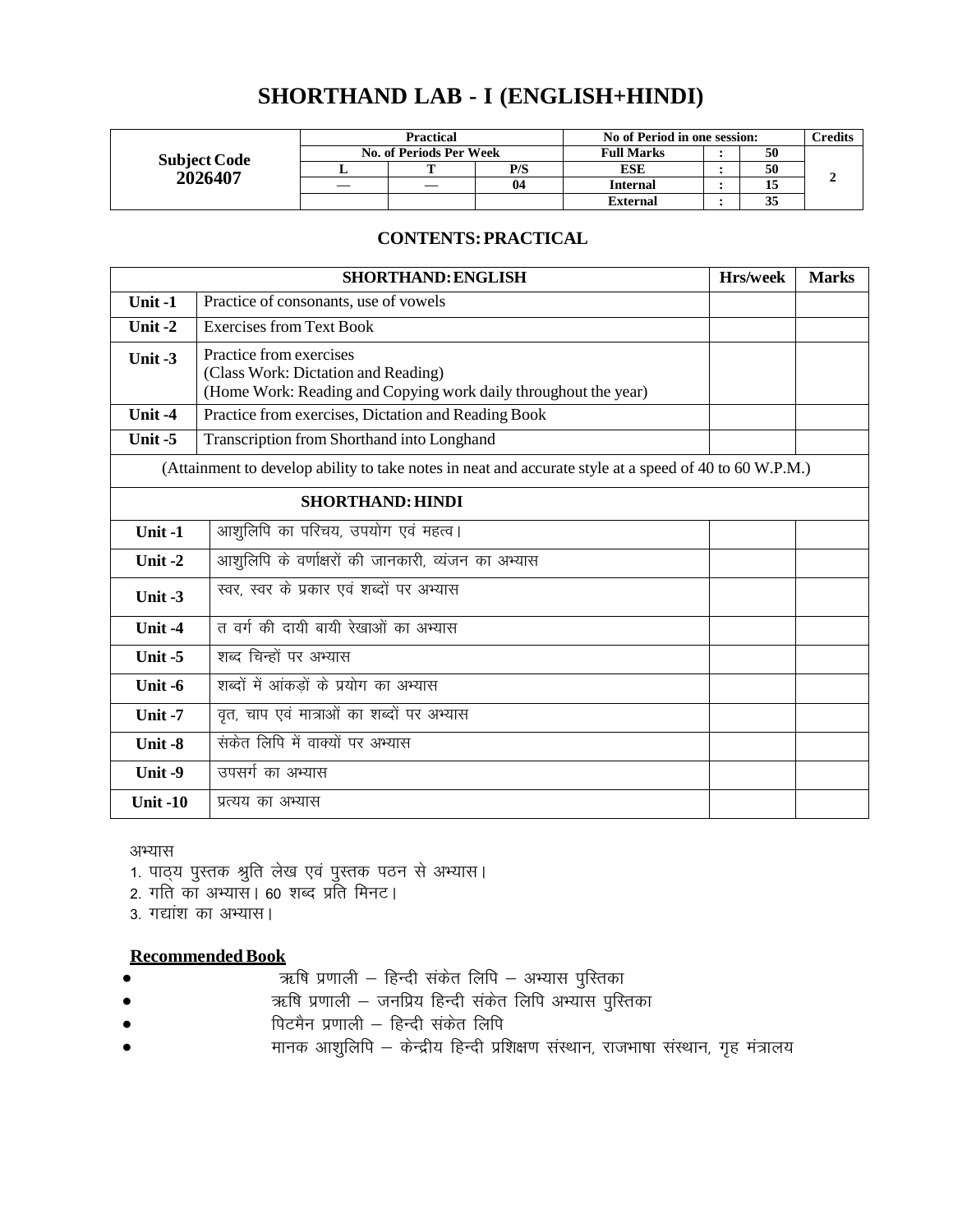# SHORTHAND LAB - I (ENGLISH+HINDI)

| Subject Code | Practical | | | No of Period in one session: | | | Credits |
|---|---|---|---|---|---|---|---|
| | No. of Periods Per Week | | | Full Marks | : | 50 | |
| 2026407 | L | T | P/S | ESE | : | 50 | 2 |
| | — | — | 04 | Internal | : | 15 | |
| | | | | External | : | 35 | |

## CONTENTS: PRACTICAL

| SHORTHAND: ENGLISH | | Hrs/week | Marks |
|---|---|---|---|
| **Unit -1** | Practice of consonants, use of vowels | | |
| **Unit -2** | Exercises from Text Book | | |
| **Unit -3** | Practice from exercises<br>(Class Work: Dictation and Reading)<br>(Home Work: Reading and Copying work daily throughout the year) | | |
| **Unit -4** | Practice from exercises, Dictation and Reading Book | | |
| **Unit -5** | Transcription from Shorthand into Longhand | | |
| (Attainment to develop ability to take notes in neat and accurate style at a speed of 40 to 60 W.P.M.) | | | |
| **SHORTHAND: HINDI** | | | |
| **Unit -1** | आशुलिपि का परिचय, उपयोग एवं महत्व। | | |
| **Unit -2** | आशुलिपि के वर्णाक्षरों की जानकारी, व्यंजन का अभ्यास | | |
| **Unit -3** | स्वर, स्वर के प्रकार एवं शब्दों पर अभ्यास | | |
| **Unit -4** | त वर्ग की दायी बायी रेखाओं का अभ्यास | | |
| **Unit -5** | शब्द चिन्हों पर अभ्यास | | |
| **Unit -6** | शब्दों में आंकड़ों के प्रयोग का अभ्यास | | |
| **Unit -7** | वृत, चाप एवं मात्राओं का शब्दों पर अभ्यास | | |
| **Unit -8** | संकेत लिपि में वाक्यों पर अभ्यास | | |
| **Unit -9** | उपसर्ग का अभ्यास | | |
| **Unit -10** | प्रत्यय का अभ्यास | | |

अभ्यास

1. पाठ्य पुस्तक श्रुति लेख एवं पुस्तक पठन से अभ्यास।
2. गति का अभ्यास। 60 शब्द प्रति मिनट।
3. गद्यांश का अभ्यास।

**Recommended Book**

- ऋषि प्रणाली – हिन्दी संकेत लिपि – अभ्यास पुस्तिका
- ऋषि प्रणाली – जनप्रिय हिन्दी संकेत लिपि अभ्यास पुस्तिका
- पिटमैन प्रणाली – हिन्दी संकेत लिपि
- मानक आशुलिपि – केन्द्रीय हिन्दी प्रशिक्षण संस्थान, राजभाषा संस्थान, गृह मंत्रालय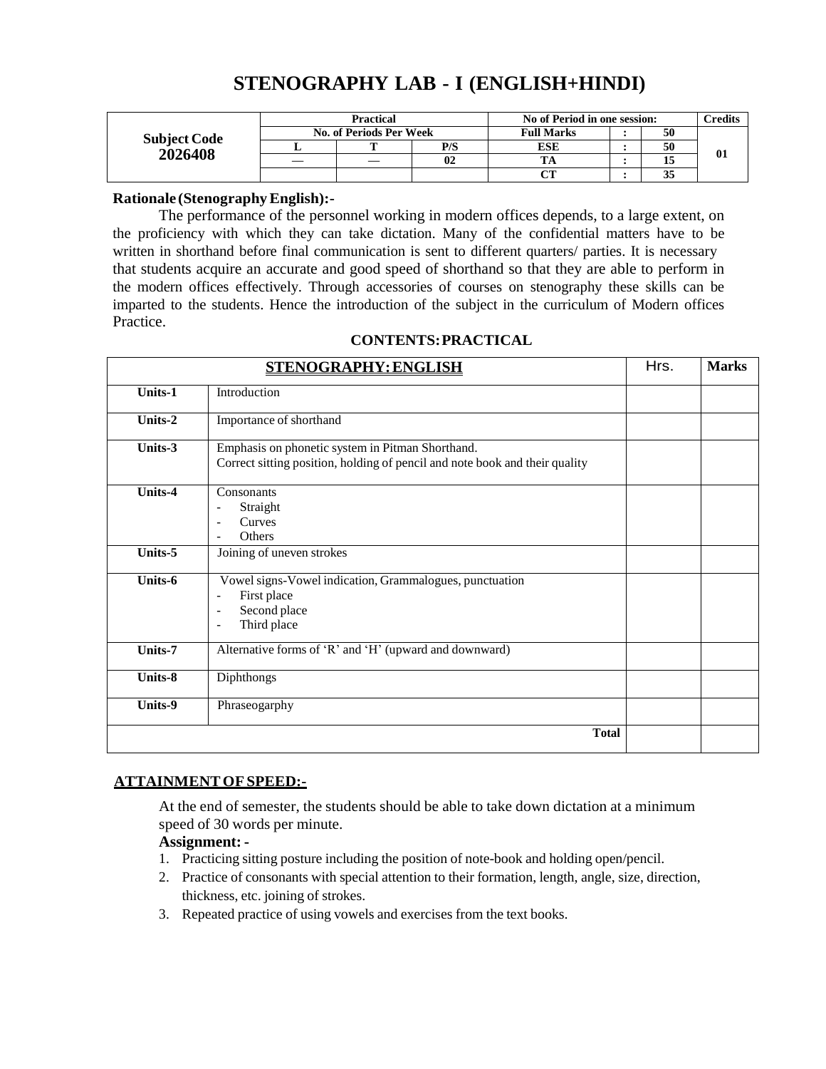# STENOGRAPHY LAB - I (ENGLISH+HINDI)

| Subject Code | Practical | | | No of Period in one session: | | | Credits |
|---|---|---|---|---|---|---|---|
| | No. of Periods Per Week | | | Full Marks | : | 50 | |
| 2026408 | L | T | P/S | ESE | : | 50 | 01 |
| | — | — | 02 | TA | : | 15 | |
| | | | | CT | : | 35 | |

**Rationale (Stenography English):-**

The performance of the personnel working in modern offices depends, to a large extent, on the proficiency with which they can take dictation. Many of the confidential matters have to be written in shorthand before final communication is sent to different quarters/ parties. It is necessary that students acquire an accurate and good speed of shorthand so that they are able to perform in the modern offices effectively. Through accessories of courses on stenography these skills can be imparted to the students. Hence the introduction of the subject in the curriculum of Modern offices Practice.

**CONTENTS: PRACTICAL**

| **STENOGRAPHY: ENGLISH** | | Hrs. | **Marks** |
|---|---|---|---|
| **Units-1** | Introduction | | |
| **Units-2** | Importance of shorthand | | |
| **Units-3** | Emphasis on phonetic system in Pitman Shorthand.<br>Correct sitting position, holding of pencil and note book and their quality | | |
| **Units-4** | Consonants<br>- Straight<br>- Curves<br>- Others | | |
| **Units-5** | Joining of uneven strokes | | |
| **Units-6** | Vowel signs-Vowel indication, Grammalogues, punctuation<br>- First place<br>- Second place<br>- Third place | | |
| **Units-7** | Alternative forms of 'R' and 'H' (upward and downward) | | |
| **Units-8** | Diphthongs | | |
| **Units-9** | Phraseogarphy | | |
| | **Total** | | |

**ATTAINMENT OF SPEED:-**

At the end of semester, the students should be able to take down dictation at a minimum speed of 30 words per minute.

**Assignment: -**

1. Practicing sitting posture including the position of note-book and holding open/pencil.
2. Practice of consonants with special attention to their formation, length, angle, size, direction, thickness, etc. joining of strokes.
3. Repeated practice of using vowels and exercises from the text books.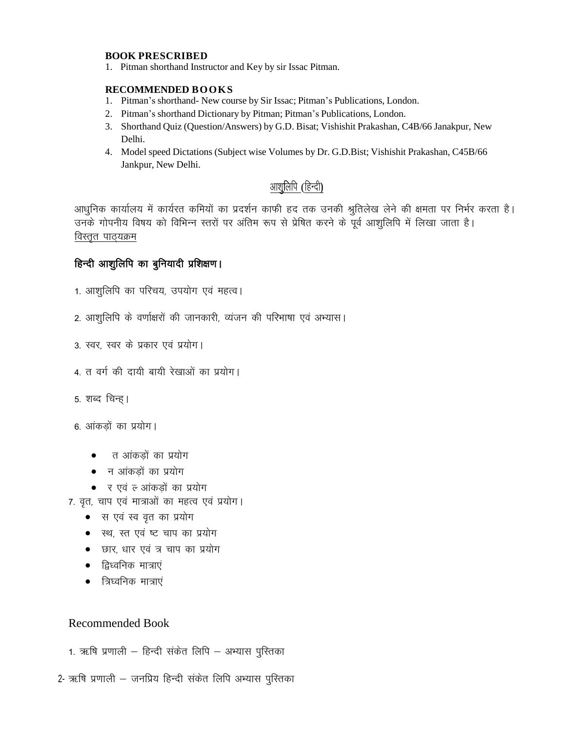**BOOK PRESCRIBED**

1. Pitman shorthand Instructor and Key by sir Issac Pitman.

**RECOMMENDED BOOKS**

1. Pitman's shorthand- New course by Sir Issac; Pitman's Publications, London.
2. Pitman's shorthand Dictionary by Pitman; Pitman's Publications, London.
3. Shorthand Quiz (Question/Answers) by G.D. Bisat; Vishishit Prakashan, C4B/66 Janakpur, New Delhi.
4. Model speed Dictations (Subject wise Volumes by Dr. G.D.Bist; Vishishit Prakashan, C45B/66 Jankpur, New Delhi.

## आशुलिपि (हिन्दी)

आधुनिक कार्यालय में कार्यरत कमियों का प्रदर्शन काफी हद तक उनकी श्रुतिलेख लेने की क्षमता पर निर्भर करता है। उनके गोपनीय विषय को विभिन्न स्तरों पर अंतिम रूप से प्रेषित करने के पूर्व आशुलिपि में लिखा जाता है।

विस्तृत पाठ्यक्रम

**हिन्दी आशुलिपि का बुनियादी प्रशिक्षण।**

1. आशुलिपि का परिचय, उपयोग एवं महत्व।
2. आशुलिपि के वर्णाक्षरों की जानकारी, व्यंजन की परिभाषा एवं अभ्यास।
3. स्वर, स्वर के प्रकार एवं प्रयोग।
4. त वर्ग की दायी बायी रेखाओं का प्रयोग।
5. शब्द चिन्ह।
6. आंकड़ों का प्रयोग।
   - त आंकड़ों का प्रयोग
   - न आंकड़ों का प्रयोग
   - र एवं ल आंकड़ों का प्रयोग
7. वृत, चाप एवं मात्राओं का महत्व एवं प्रयोग।
   - स एवं स्व वृत का प्रयोग
   - स्थ, स्त एवं ष्ट चाप का प्रयोग
   - छार, धार एवं त्र चाप का प्रयोग
   - द्विध्वनिक मात्राएं
   - त्रिध्वनिक मात्राएं

Recommended Book

1. ऋषि प्रणाली – हिन्दी संकेत लिपि – अभ्यास पुस्तिका
2. ऋषि प्रणाली – जनप्रिय हिन्दी संकेत लिपि अभ्यास पुस्तिका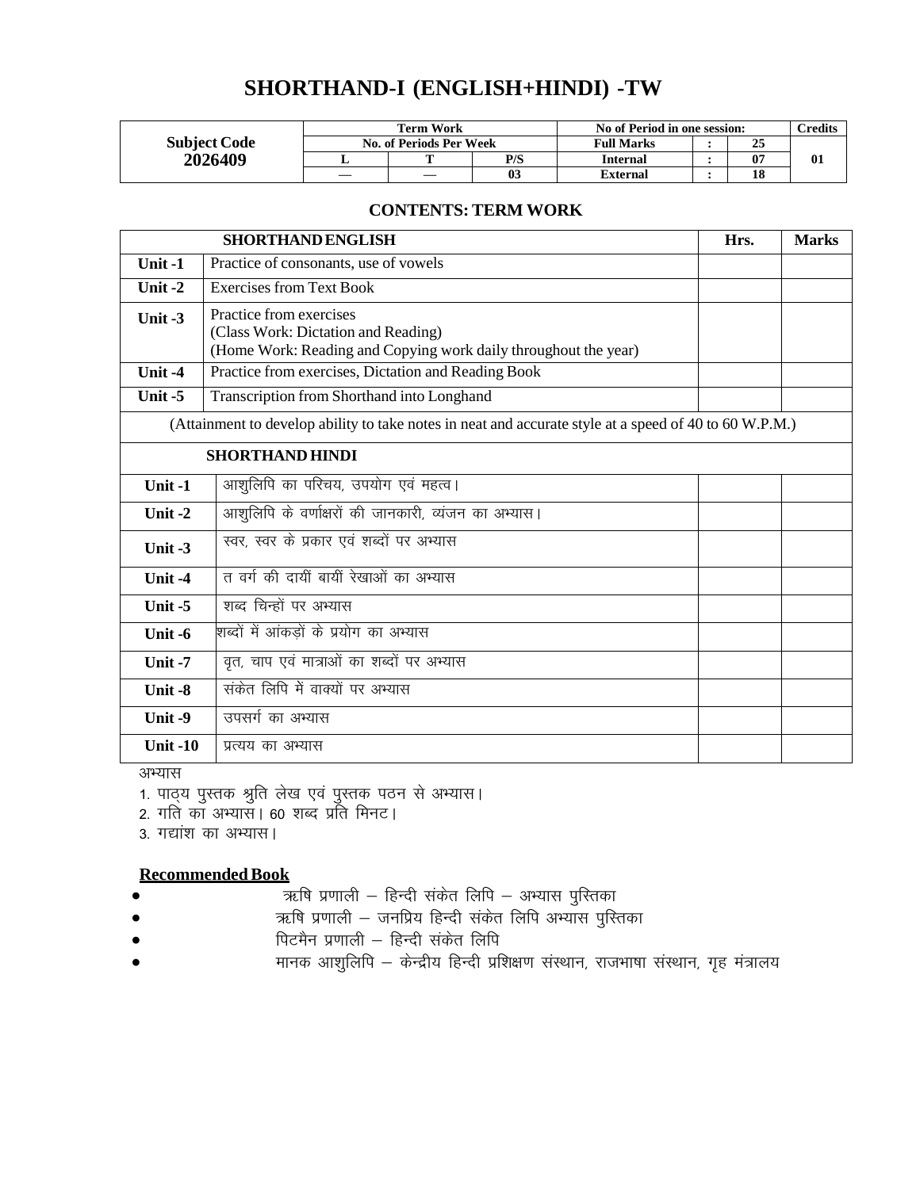# SHORTHAND-I (ENGLISH+HINDI) -TW

| Subject Code | Term Work | | | No of Period in one session: | | | Credits |
|---|---|---|---|---|---|---|---|
| | No. of Periods Per Week | | | Full Marks | : | 25 | |
| 2026409 | L | T | P/S | Internal | : | 07 | 01 |
| | — | — | 03 | External | : | 18 | |

### CONTENTS: TERM WORK

| SHORTHAND ENGLISH | | Hrs. | Marks |
|---|---|---|---|
| Unit -1 | Practice of consonants, use of vowels | | |
| Unit -2 | Exercises from Text Book | | |
| Unit -3 | Practice from exercises<br>(Class Work: Dictation and Reading)<br>(Home Work: Reading and Copying work daily throughout the year) | | |
| Unit -4 | Practice from exercises, Dictation and Reading Book | | |
| Unit -5 | Transcription from Shorthand into Longhand | | |
| (Attainment to develop ability to take notes in neat and accurate style at a speed of 40 to 60 W.P.M.) | | | |
| **SHORTHAND HINDI** | | | |
| Unit -1 | आशुलिपि का परिचय, उपयोग एवं महत्व। | | |
| Unit -2 | आशुलिपि के वर्णाक्षरों की जानकारी, व्यंजन का अभ्यास। | | |
| Unit -3 | स्वर, स्वर के प्रकार एवं शब्दों पर अभ्यास | | |
| Unit -4 | त वर्ग की दायीं बायीं रेखाओं का अभ्यास | | |
| Unit -5 | शब्द चिन्हों पर अभ्यास | | |
| Unit -6 | शब्दों में आंकड़ों के प्रयोग का अभ्यास | | |
| Unit -7 | वृत, चाप एवं मात्राओं का शब्दों पर अभ्यास | | |
| Unit -8 | संकेत लिपि में वाक्यों पर अभ्यास | | |
| Unit -9 | उपसर्ग का अभ्यास | | |
| Unit -10 | प्रत्यय का अभ्यास | | |

अभ्यास

1. पाठ्य पुस्तक श्रुति लेख एवं पुस्तक पठन से अभ्यास।
2. गति का अभ्यास। 60 शब्द प्रति मिनट।
3. गद्यांश का अभ्यास।

**Recommended Book**

- ऋषि प्रणाली – हिन्दी संकेत लिपि – अभ्यास पुस्तिका
- ऋषि प्रणाली – जनप्रिय हिन्दी संकेत लिपि अभ्यास पुस्तिका
- पिटमैन प्रणाली – हिन्दी संकेत लिपि
- मानक आशुलिपि – केन्द्रीय हिन्दी प्रशिक्षण संस्थान, राजभाषा संस्थान, गृह मंत्रालय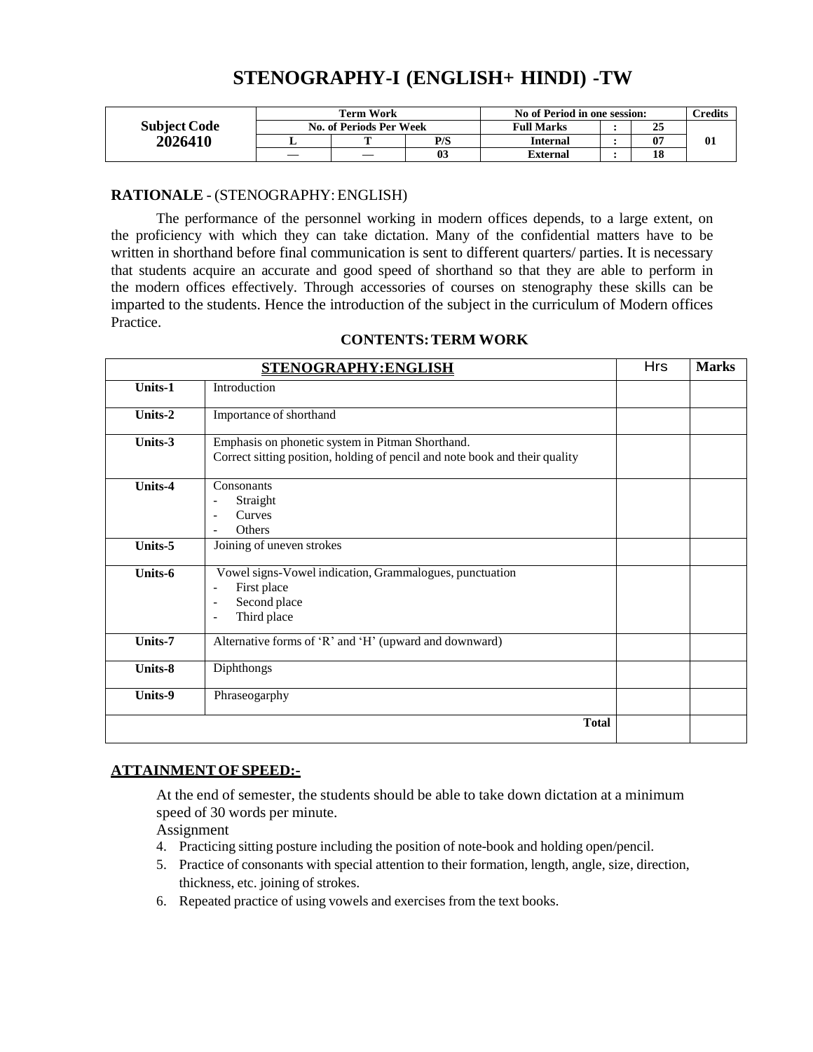# STENOGRAPHY-I (ENGLISH+ HINDI) -TW

| Subject Code 2026410 | Term Work | | | No of Period in one session: | | | Credits |
|---|---|---|---|---|---|---|---|
| | No. of Periods Per Week | | | Full Marks | : | 25 | 01 |
| | L | T | P/S | Internal | : | 07 | |
| | — | — | 03 | External | : | 18 | |

**RATIONALE** - (STENOGRAPHY: ENGLISH)

The performance of the personnel working in modern offices depends, to a large extent, on the proficiency with which they can take dictation. Many of the confidential matters have to be written in shorthand before final communication is sent to different quarters/ parties. It is necessary that students acquire an accurate and good speed of shorthand so that they are able to perform in the modern offices effectively. Through accessories of courses on stenography these skills can be imparted to the students. Hence the introduction of the subject in the curriculum of Modern offices Practice.

**CONTENTS: TERM WORK**

| STENOGRAPHY:ENGLISH | | Hrs | Marks |
|---|---|---|---|
| Units-1 | Introduction | | |
| Units-2 | Importance of shorthand | | |
| Units-3 | Emphasis on phonetic system in Pitman Shorthand.<br>Correct sitting position, holding of pencil and note book and their quality | | |
| Units-4 | Consonants<br>- Straight<br>- Curves<br>- Others | | |
| Units-5 | Joining of uneven strokes | | |
| Units-6 | Vowel signs-Vowel indication, Grammalogues, punctuation<br>- First place<br>- Second place<br>- Third place | | |
| Units-7 | Alternative forms of 'R' and 'H' (upward and downward) | | |
| Units-8 | Diphthongs | | |
| Units-9 | Phraseogarphy | | |
| | **Total** | | |

**ATTAINMENT OF SPEED:-**

At the end of semester, the students should be able to take down dictation at a minimum speed of 30 words per minute.

Assignment

4. Practicing sitting posture including the position of note-book and holding open/pencil.
5. Practice of consonants with special attention to their formation, length, angle, size, direction, thickness, etc. joining of strokes.
6. Repeated practice of using vowels and exercises from the text books.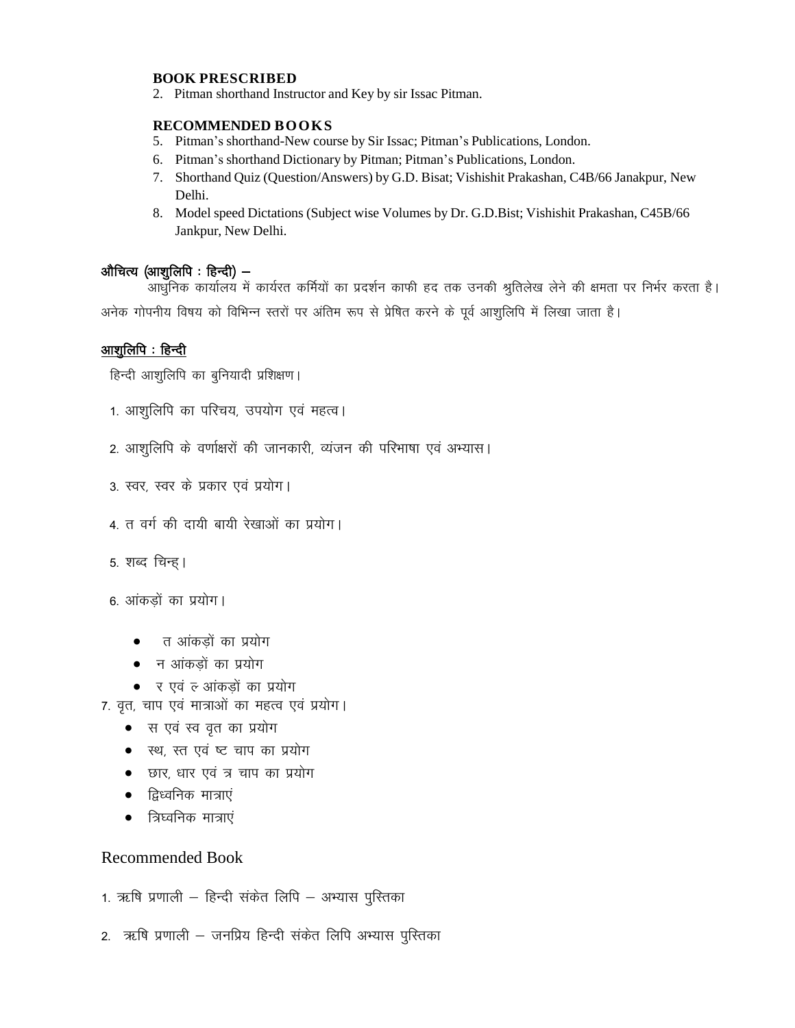**BOOK PRESCRIBED**

2. Pitman shorthand Instructor and Key by sir Issac Pitman.

**RECOMMENDED BOOKS**

5. Pitman's shorthand-New course by Sir Issac; Pitman's Publications, London.
6. Pitman's shorthand Dictionary by Pitman; Pitman's Publications, London.
7. Shorthand Quiz (Question/Answers) by G.D. Bisat; Vishishit Prakashan, C4B/66 Janakpur, New Delhi.
8. Model speed Dictations (Subject wise Volumes by Dr. G.D.Bist; Vishishit Prakashan, C45B/66 Jankpur, New Delhi.

**औचित्य (आशुलिपि : हिन्दी) –**

आधुनिक कार्यालय में कार्यरत कर्मियों का प्रदर्शन काफी हद तक उनकी श्रुतिलेख लेने की क्षमता पर निर्भर करता है। अनेक गोपनीय विषय को विभिन्न स्तरों पर अंतिम रूप से प्रेषित करने के पूर्व आशुलिपि में लिखा जाता है।

**आशुलिपि : हिन्दी**

हिन्दी आशुलिपि का बुनियादी प्रशिक्षण।

1. आशुलिपि का परिचय, उपयोग एवं महत्व।
2. आशुलिपि के वर्णाक्षरों की जानकारी, व्यंजन की परिभाषा एवं अभ्यास।
3. स्वर, स्वर के प्रकार एवं प्रयोग।
4. त वर्ग की दायी बायी रेखाओं का प्रयोग।
5. शब्द चिन्ह्।
6. आंकड़ों का प्रयोग।
   - त आंकड़ों का प्रयोग
   - न आंकड़ों का प्रयोग
   - र एवं ल आंकड़ों का प्रयोग
7. वृत, चाप एवं मात्राओं का महत्व एवं प्रयोग।
   - स एवं स्व वृत का प्रयोग
   - स्थ, स्त एवं ष्ट चाप का प्रयोग
   - छार, धार एवं त्र चाप का प्रयोग
   - द्विध्वनिक मात्राएं
   - त्रिध्वनिक मात्राएं

## Recommended Book

1. ऋषि प्रणाली – हिन्दी संकेत लिपि – अभ्यास पुस्तिका
2. ऋषि प्रणाली – जनप्रिय हिन्दी संकेत लिपि अभ्यास पुस्तिका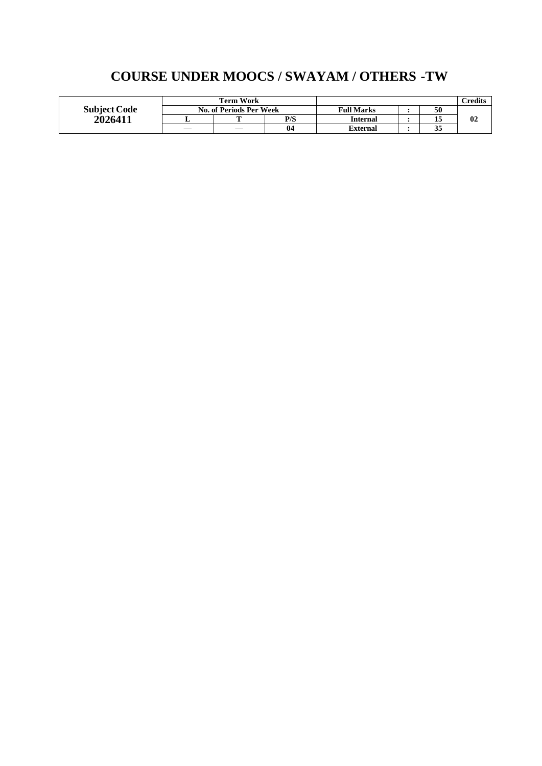# COURSE UNDER MOOCS / SWAYAM / OTHERS -TW

| Subject Code | Term Work | | | | | | Credits |
|---|---|---|---|---|---|---|---|
| | No. of Periods Per Week | | | Full Marks | : | 50 | |
| 2026411 | L | T | P/S | Internal | : | 15 | 02 |
| | — | — | 04 | External | : | 35 | |